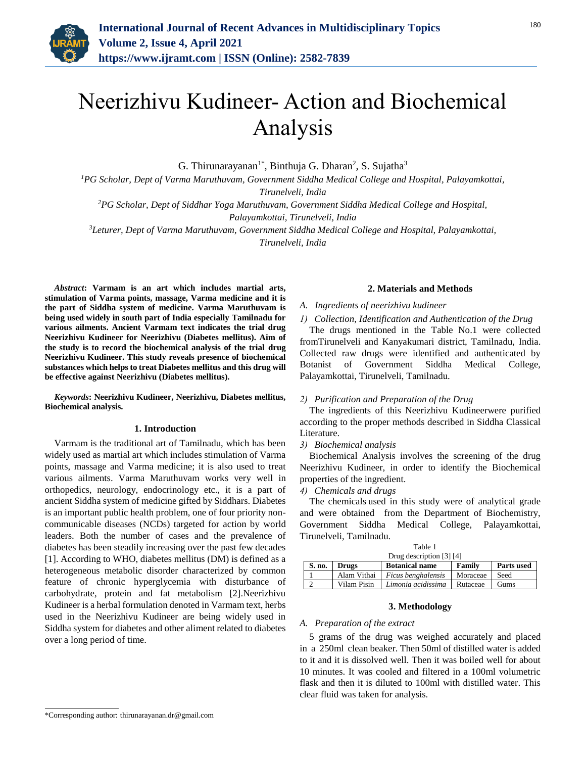# Neerizhivu Kudineer- Action and Biochemical Analysis

G. Thirunarayanan[1*], Binthuja G. Dharan[2], S. Sujatha[3]

[1]*PG Scholar, Dept of Varma Maruthuvam, Government Siddha Medical College and Hospital, Palayamkottai, Tirunelveli, India*

[2]*PG Scholar, Dept of Siddhar Yoga Maruthuvam, Government Siddha Medical College and Hospital, Palayamkottai, Tirunelveli, India*

[3]*Leturer, Dept of Varma Maruthuvam, Government Siddha Medical College and Hospital, Palayamkottai, Tirunelveli, India*

***Abstract*: Varmam is an art which includes martial arts, stimulation of Varma points, massage, Varma medicine and it is the part of Siddha system of medicine. Varma Maruthuvam is being used widely in south part of India especially Tamilnadu for various ailments. Ancient Varmam text indicates the trial drug Neerizhivu Kudineer for Neerizhivu (Diabetes mellitus). Aim of the study is to record the biochemical analysis of the trial drug Neerizhivu Kudineer. This study reveals presence of biochemical substances which helps to treat Diabetes mellitus and this drug will be effective against Neerizhivu (Diabetes mellitus).**

***Keywords*: Neerizhivu Kudineer, Neerizhivu, Diabetes mellitus, Biochemical analysis.**

## 1. Introduction

Varmam is the traditional art of Tamilnadu, which has been widely used as martial art which includes stimulation of Varma points, massage and Varma medicine; it is also used to treat various ailments. Varma Maruthuvam works very well in orthopedics, neurology, endocrinology etc., it is a part of ancient Siddha system of medicine gifted by Siddhars. Diabetes is an important public health problem, one of four priority non-communicable diseases (NCDs) targeted for action by world leaders. Both the number of cases and the prevalence of diabetes has been steadily increasing over the past few decades [1]. According to WHO, diabetes mellitus (DM) is defined as a heterogeneous metabolic disorder characterized by common feature of chronic hyperglycemia with disturbance of carbohydrate, protein and fat metabolism [2].Neerizhivu Kudineer is a herbal formulation denoted in Varmam text, herbs used in the Neerizhivu Kudineer are being widely used in Siddha system for diabetes and other aliment related to diabetes over a long period of time.

## 2. Materials and Methods

### *A. Ingredients of neerizhivu kudineer*

#### *1) Collection, Identification and Authentication of the Drug*

The drugs mentioned in the Table No.1 were collected fromTirunelveli and Kanyakumari district, Tamilnadu, India. Collected raw drugs were identified and authenticated by Botanist of Government Siddha Medical College, Palayamkottai, Tirunelveli, Tamilnadu.

#### *2) Purification and Preparation of the Drug*

The ingredients of this Neerizhivu Kudineerwere purified according to the proper methods described in Siddha Classical Literature.

#### *3) Biochemical analysis*

Biochemical Analysis involves the screening of the drug Neerizhivu Kudineer, in order to identify the Biochemical properties of the ingredient.

#### *4) Chemicals and drugs*

The chemicals used in this study were of analytical grade and were obtained from the Department of Biochemistry, Government Siddha Medical College, Palayamkottai, Tirunelveli, Tamilnadu.

Table 1
Drug description [3] [4]

| S. no. | Drugs | Botanical name | Family | Parts used |
|---|---|---|---|---|
| 1 | Alam Vithai | *Ficus benghalensis* | Moraceae | Seed |
| 2 | Vilam Pisin | *Limonia acidissima* | Rutaceae | Gums |

## 3. Methodology

### *A. Preparation of the extract*

5 grams of the drug was weighed accurately and placed in a 250ml clean beaker. Then 50ml of distilled water is added to it and it is dissolved well. Then it was boiled well for about 10 minutes. It was cooled and filtered in a 100ml volumetric flask and then it is diluted to 100ml with distilled water. This clear fluid was taken for analysis.

---

*Corresponding author: thirunarayanan.dr@gmail.com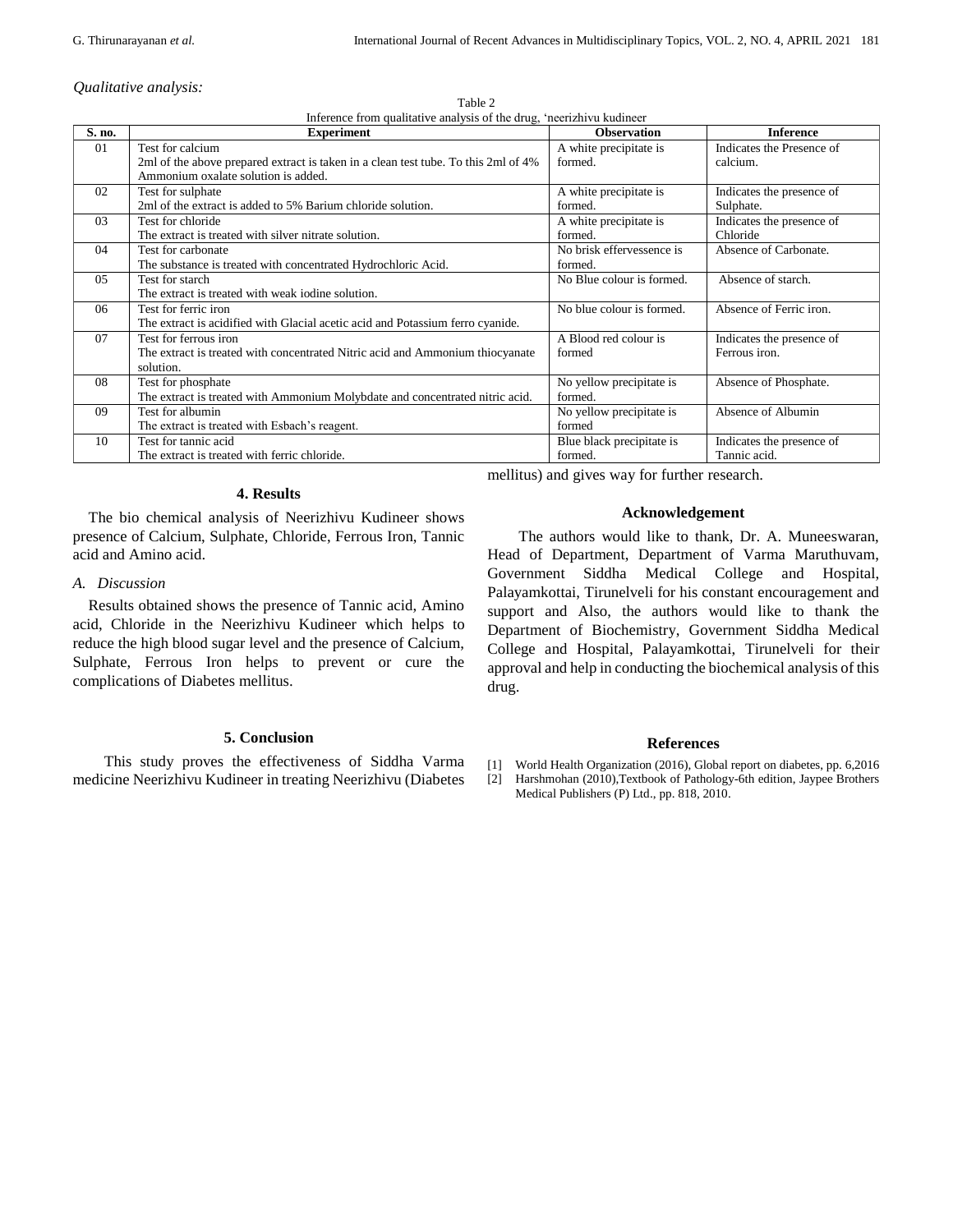*Qualitative analysis:*

Table 2
Inference from qualitative analysis of the drug, 'neerizhivu kudineer

| S. no. | Experiment | Observation | Inference |
|---|---|---|---|
| 01 | Test for calcium<br>2ml of the above prepared extract is taken in a clean test tube. To this 2ml of 4% Ammonium oxalate solution is added. | A white precipitate is formed. | Indicates the Presence of calcium. |
| 02 | Test for sulphate<br>2ml of the extract is added to 5% Barium chloride solution. | A white precipitate is formed. | Indicates the presence of Sulphate. |
| 03 | Test for chloride<br>The extract is treated with silver nitrate solution. | A white precipitate is formed. | Indicates the presence of Chloride |
| 04 | Test for carbonate<br>The substance is treated with concentrated Hydrochloric Acid. | No brisk effervessence is formed. | Absence of Carbonate. |
| 05 | Test for starch<br>The extract is treated with weak iodine solution. | No Blue colour is formed. | Absence of starch. |
| 06 | Test for ferric iron<br>The extract is acidified with Glacial acetic acid and Potassium ferro cyanide. | No blue colour is formed. | Absence of Ferric iron. |
| 07 | Test for ferrous iron<br>The extract is treated with concentrated Nitric acid and Ammonium thiocyanate solution. | A Blood red colour is formed | Indicates the presence of Ferrous iron. |
| 08 | Test for phosphate<br>The extract is treated with Ammonium Molybdate and concentrated nitric acid. | No yellow precipitate is formed. | Absence of Phosphate. |
| 09 | Test for albumin<br>The extract is treated with Esbach's reagent. | No yellow precipitate is formed | Absence of Albumin |
| 10 | Test for tannic acid<br>The extract is treated with ferric chloride. | Blue black precipitate is formed. | Indicates the presence of Tannic acid. |

## 4. Results

The bio chemical analysis of Neerizhivu Kudineer shows presence of Calcium, Sulphate, Chloride, Ferrous Iron, Tannic acid and Amino acid.

### *A. Discussion*

Results obtained shows the presence of Tannic acid, Amino acid, Chloride in the Neerizhivu Kudineer which helps to reduce the high blood sugar level and the presence of Calcium, Sulphate, Ferrous Iron helps to prevent or cure the complications of Diabetes mellitus.

## 5. Conclusion

This study proves the effectiveness of Siddha Varma medicine Neerizhivu Kudineer in treating Neerizhivu (Diabetes mellitus) and gives way for further research.

## Acknowledgement

The authors would like to thank, Dr. A. Muneeswaran, Head of Department, Department of Varma Maruthuvam, Government Siddha Medical College and Hospital, Palayamkottai, Tirunelveli for his constant encouragement and support and Also, the authors would like to thank the Department of Biochemistry, Government Siddha Medical College and Hospital, Palayamkottai, Tirunelveli for their approval and help in conducting the biochemical analysis of this drug.

## References

[1] World Health Organization (2016), Global report on diabetes, pp. 6,2016
[2] Harshmohan (2010),Textbook of Pathology-6th edition, Jaypee Brothers Medical Publishers (P) Ltd., pp. 818, 2010.